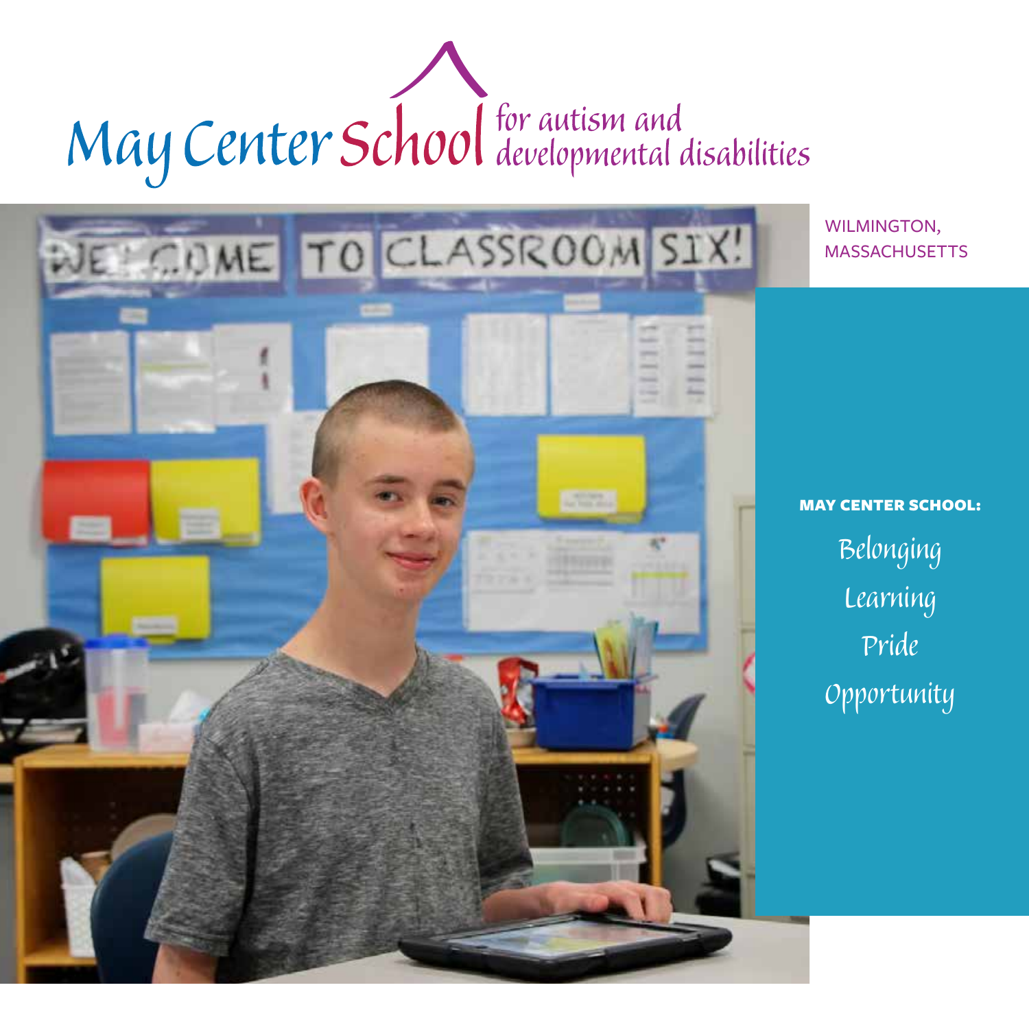# May Center School for autism and developmental disabilities

WILMINGTON, MASSACHUSETTS

**MAY CENTER SCHOOL:**

Belonging

Learning

Pride

Opportunity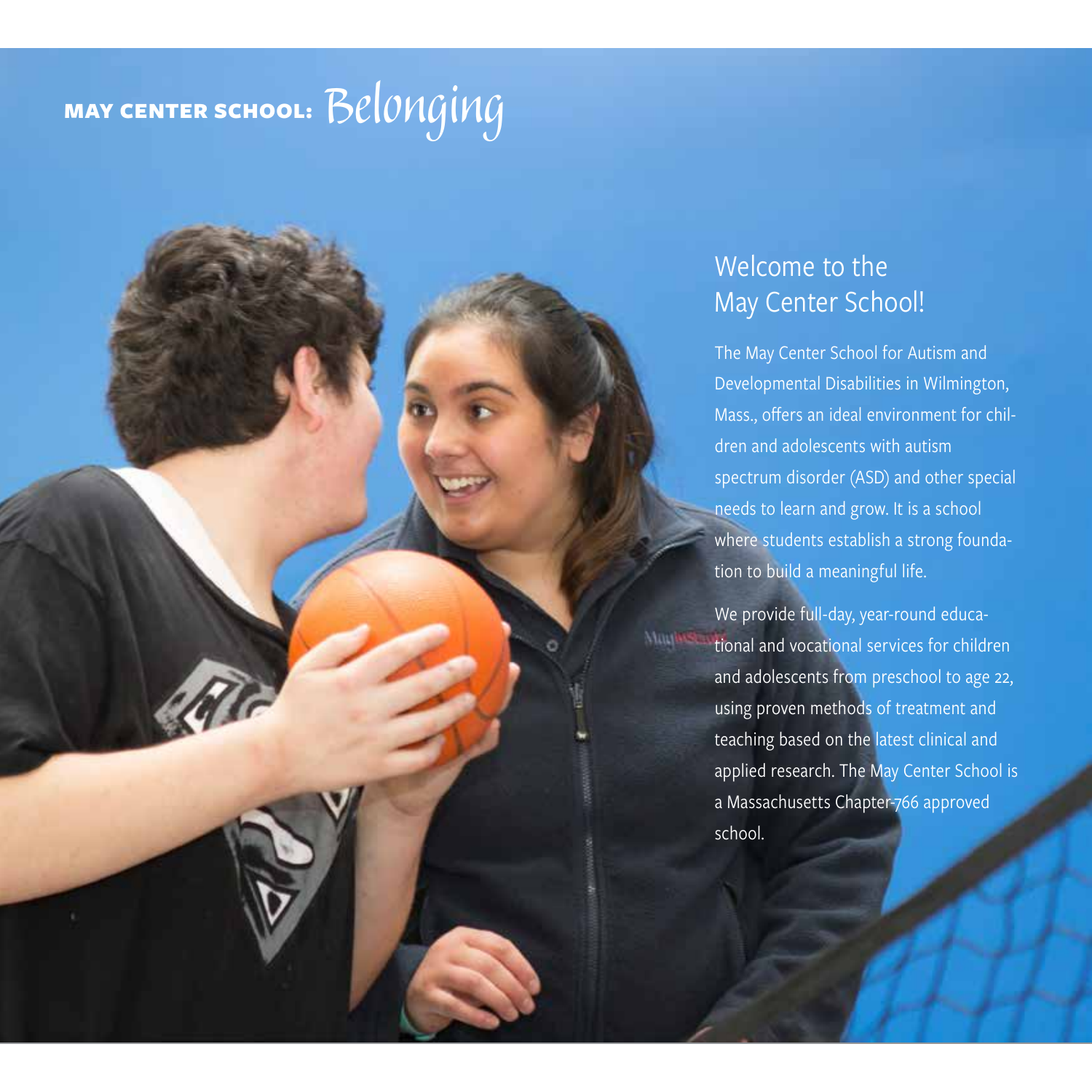# MAY CENTER SCHOOL: Belonging

## Welcome to the May Center School!

The May Center School for Autism and Developmental Disabilities in Wilmington, Mass., offers an ideal environment for children and adolescents with autism spectrum disorder (ASD) and other special needs to learn and grow. It is a school where students establish a strong foundation to build a meaningful life.

We provide full-day, year-round educational and vocational services for children and adolescents from preschool to age 22, using proven methods of treatment and teaching based on the latest clinical and applied research. The May Center School is a Massachusetts Chapter 766 approved school.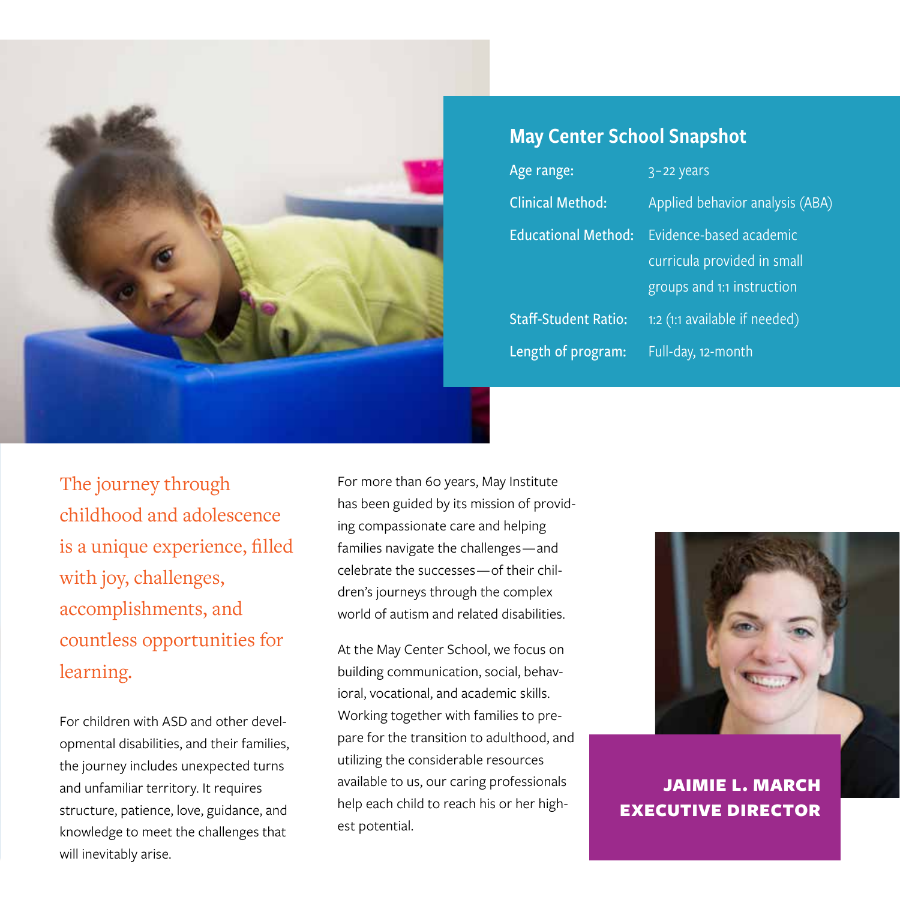## May Center School Snapshot

| | |
|---|---|
| Age range: | 3–22 years |
| Clinical Method: | Applied behavior analysis (ABA) |
| Educational Method: | Evidence-based academic curricula provided in small groups and 1:1 instruction |
| Staff-Student Ratio: | 1:2 (1:1 available if needed) |
| Length of program: | Full-day, 12-month |

The journey through childhood and adolescence is a unique experience, filled with joy, challenges, accomplishments, and countless opportunities for learning.

For children with ASD and other developmental disabilities, and their families, the journey includes unexpected turns and unfamiliar territory. It requires structure, patience, love, guidance, and knowledge to meet the challenges that will inevitably arise.

For more than 60 years, May Institute has been guided by its mission of providing compassionate care and helping families navigate the challenges—and celebrate the successes—of their children's journeys through the complex world of autism and related disabilities.

At the May Center School, we focus on building communication, social, behavioral, vocational, and academic skills. Working together with families to prepare for the transition to adulthood, and utilizing the considerable resources available to us, our caring professionals help each child to reach his or her highest potential.

**JAIMIE L. MARCH**
**EXECUTIVE DIRECTOR**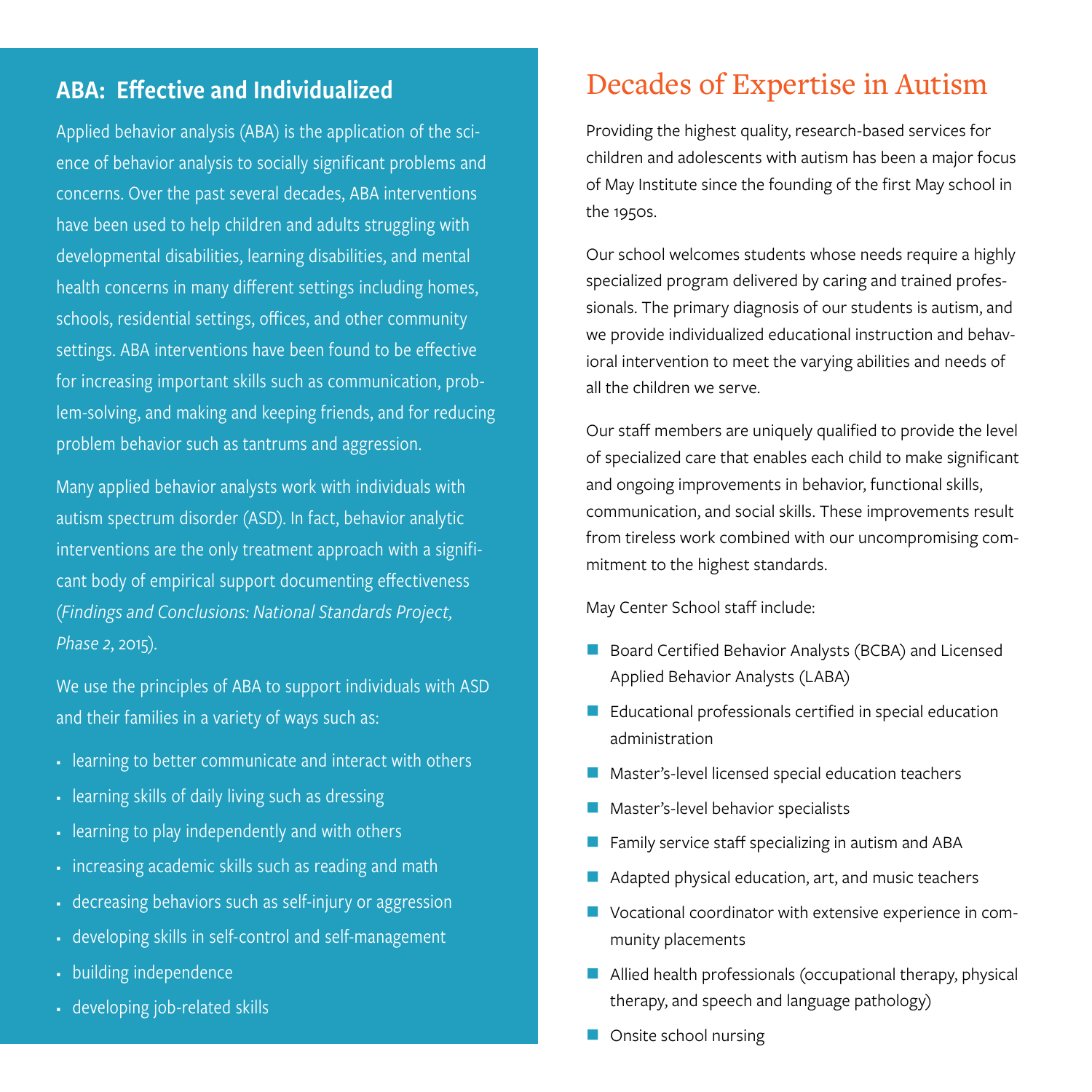## ABA: Effective and Individualized

Applied behavior analysis (ABA) is the application of the science of behavior analysis to socially significant problems and concerns. Over the past several decades, ABA interventions have been used to help children and adults struggling with developmental disabilities, learning disabilities, and mental health concerns in many different settings including homes, schools, residential settings, offices, and other community settings. ABA interventions have been found to be effective for increasing important skills such as communication, problem-solving, and making and keeping friends, and for reducing problem behavior such as tantrums and aggression.

Many applied behavior analysts work with individuals with autism spectrum disorder (ASD). In fact, behavior analytic interventions are the only treatment approach with a significant body of empirical support documenting effectiveness (*Findings and Conclusions: National Standards Project, Phase 2*, 2015).

We use the principles of ABA to support individuals with ASD and their families in a variety of ways such as:

- learning to better communicate and interact with others
- learning skills of daily living such as dressing
- learning to play independently and with others
- increasing academic skills such as reading and math
- decreasing behaviors such as self-injury or aggression
- developing skills in self-control and self-management
- building independence
- developing job-related skills

# Decades of Expertise in Autism

Providing the highest quality, research-based services for children and adolescents with autism has been a major focus of May Institute since the founding of the first May school in the 1950s.

Our school welcomes students whose needs require a highly specialized program delivered by caring and trained professionals. The primary diagnosis of our students is autism, and we provide individualized educational instruction and behavioral intervention to meet the varying abilities and needs of all the children we serve.

Our staff members are uniquely qualified to provide the level of specialized care that enables each child to make significant and ongoing improvements in behavior, functional skills, communication, and social skills. These improvements result from tireless work combined with our uncompromising commitment to the highest standards.

May Center School staff include:

- Board Certified Behavior Analysts (BCBA) and Licensed Applied Behavior Analysts (LABA)
- Educational professionals certified in special education administration
- Master's-level licensed special education teachers
- Master's-level behavior specialists
- Family service staff specializing in autism and ABA
- Adapted physical education, art, and music teachers
- Vocational coordinator with extensive experience in community placements
- Allied health professionals (occupational therapy, physical therapy, and speech and language pathology)
- Onsite school nursing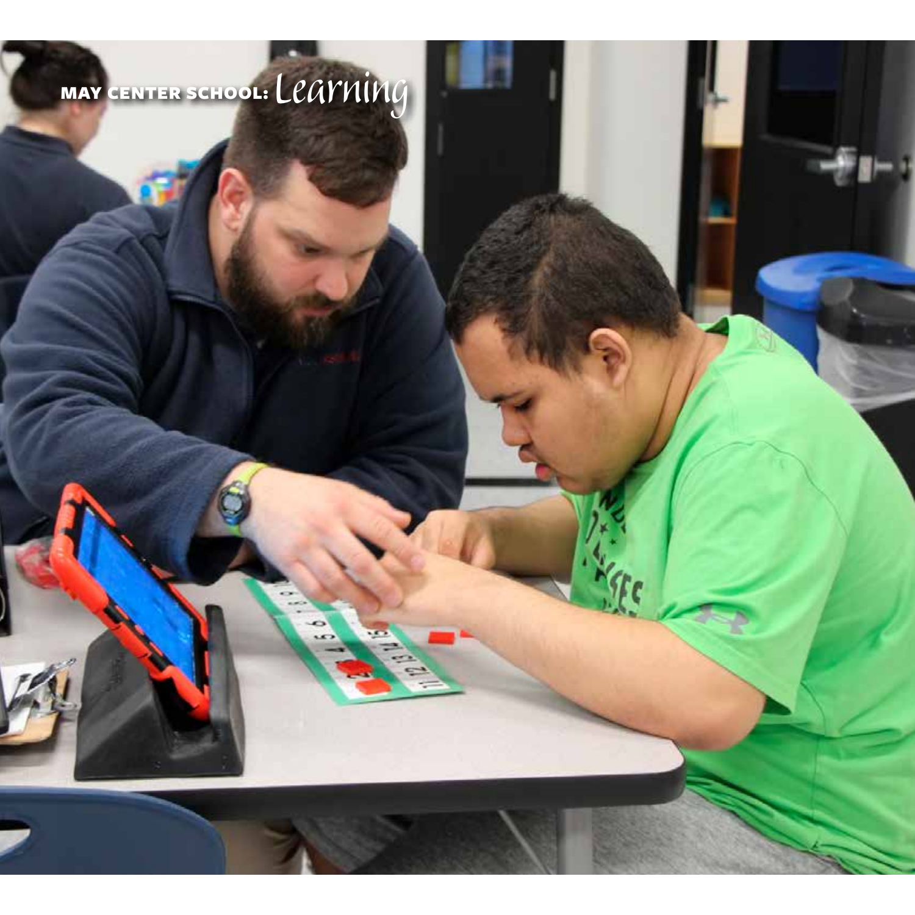# MAY CENTER SCHOOL: *Learning*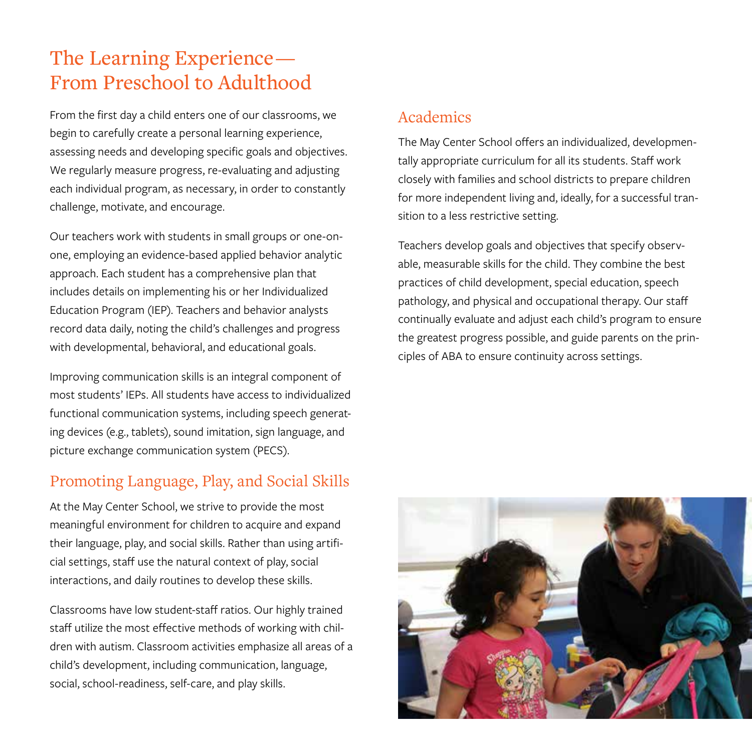# The Learning Experience— From Preschool to Adulthood

From the first day a child enters one of our classrooms, we begin to carefully create a personal learning experience, assessing needs and developing specific goals and objectives. We regularly measure progress, re-evaluating and adjusting each individual program, as necessary, in order to constantly challenge, motivate, and encourage.

Our teachers work with students in small groups or one-on-one, employing an evidence-based applied behavior analytic approach. Each student has a comprehensive plan that includes details on implementing his or her Individualized Education Program (IEP). Teachers and behavior analysts record data daily, noting the child's challenges and progress with developmental, behavioral, and educational goals.

Improving communication skills is an integral component of most students' IEPs. All students have access to individualized functional communication systems, including speech generating devices (e.g., tablets), sound imitation, sign language, and picture exchange communication system (PECS).

## Promoting Language, Play, and Social Skills

At the May Center School, we strive to provide the most meaningful environment for children to acquire and expand their language, play, and social skills. Rather than using artificial settings, staff use the natural context of play, social interactions, and daily routines to develop these skills.

Classrooms have low student-staff ratios. Our highly trained staff utilize the most effective methods of working with children with autism. Classroom activities emphasize all areas of a child's development, including communication, language, social, school-readiness, self-care, and play skills.

## Academics

The May Center School offers an individualized, developmentally appropriate curriculum for all its students. Staff work closely with families and school districts to prepare children for more independent living and, ideally, for a successful transition to a less restrictive setting.

Teachers develop goals and objectives that specify observable, measurable skills for the child. They combine the best practices of child development, special education, speech pathology, and physical and occupational therapy. Our staff continually evaluate and adjust each child's program to ensure the greatest progress possible, and guide parents on the principles of ABA to ensure continuity across settings.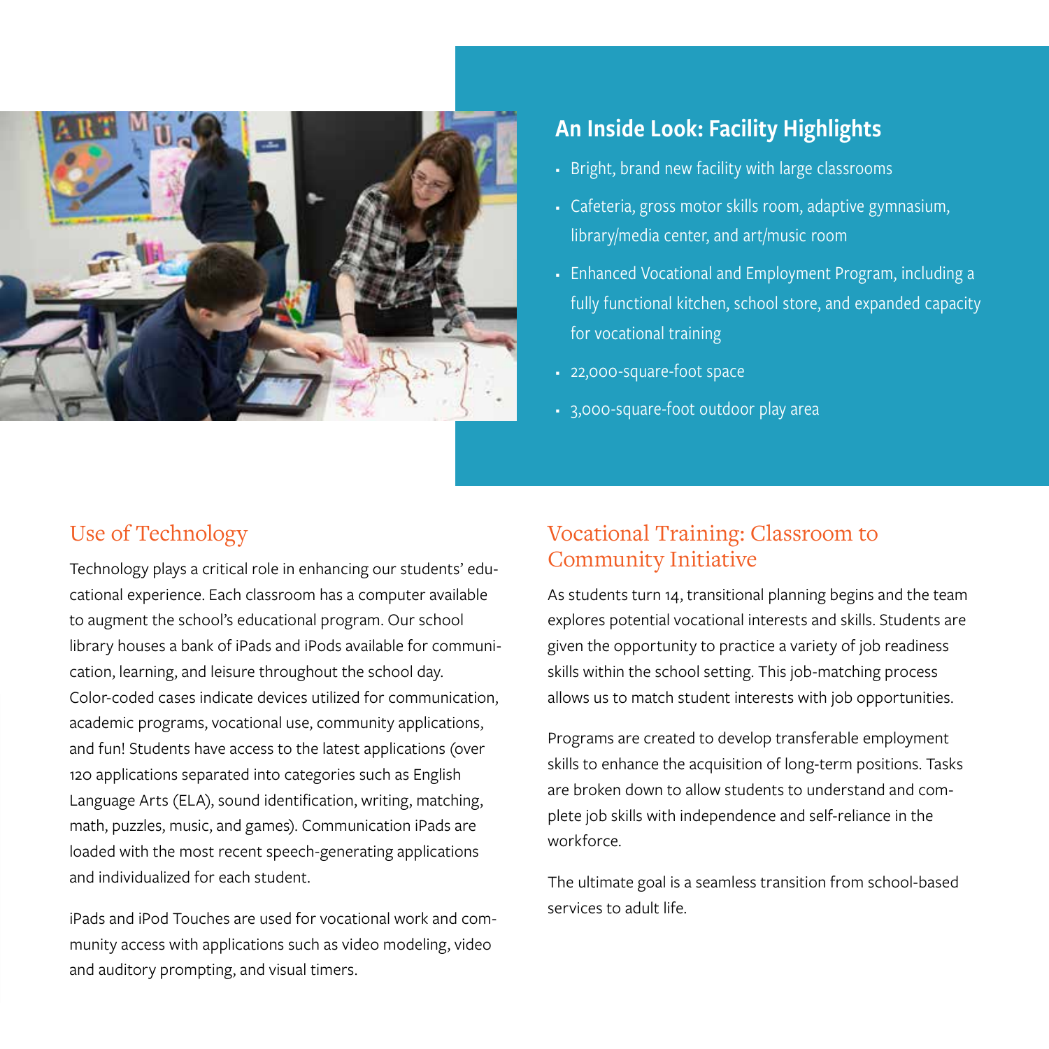## An Inside Look: Facility Highlights

- Bright, brand new facility with large classrooms
- Cafeteria, gross motor skills room, adaptive gymnasium, library/media center, and art/music room
- Enhanced Vocational and Employment Program, including a fully functional kitchen, school store, and expanded capacity for vocational training
- 22,000-square-foot space
- 3,000-square-foot outdoor play area

## Use of Technology

Technology plays a critical role in enhancing our students' educational experience. Each classroom has a computer available to augment the school's educational program. Our school library houses a bank of iPads and iPods available for communication, learning, and leisure throughout the school day. Color-coded cases indicate devices utilized for communication, academic programs, vocational use, community applications, and fun! Students have access to the latest applications (over 120 applications separated into categories such as English Language Arts (ELA), sound identification, writing, matching, math, puzzles, music, and games). Communication iPads are loaded with the most recent speech-generating applications and individualized for each student.

iPads and iPod Touches are used for vocational work and community access with applications such as video modeling, video and auditory prompting, and visual timers.

## Vocational Training: Classroom to Community Initiative

As students turn 14, transitional planning begins and the team explores potential vocational interests and skills. Students are given the opportunity to practice a variety of job readiness skills within the school setting. This job-matching process allows us to match student interests with job opportunities.

Programs are created to develop transferable employment skills to enhance the acquisition of long-term positions. Tasks are broken down to allow students to understand and complete job skills with independence and self-reliance in the workforce.

The ultimate goal is a seamless transition from school-based services to adult life.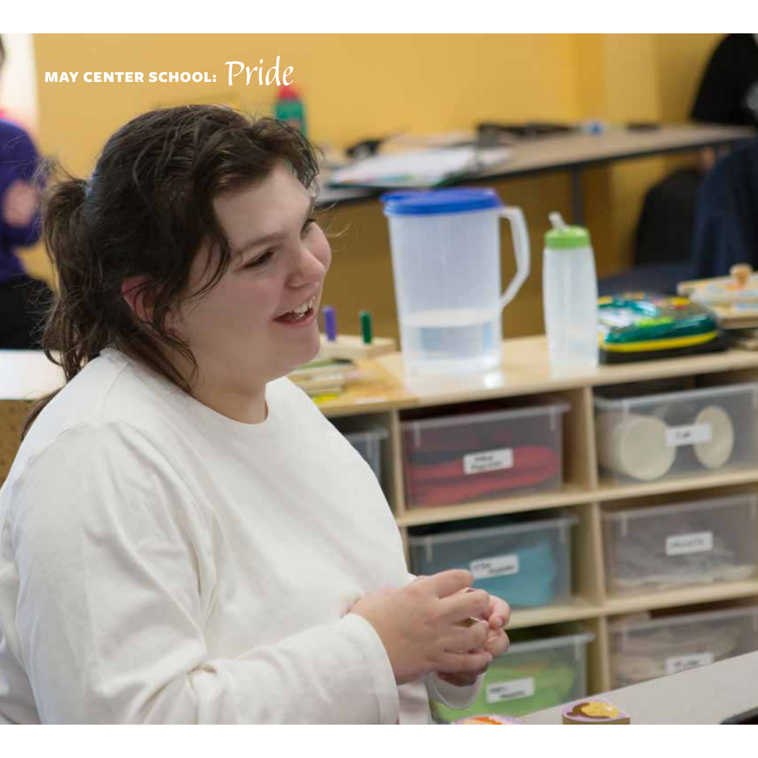# MAY CENTER SCHOOL: *Pride*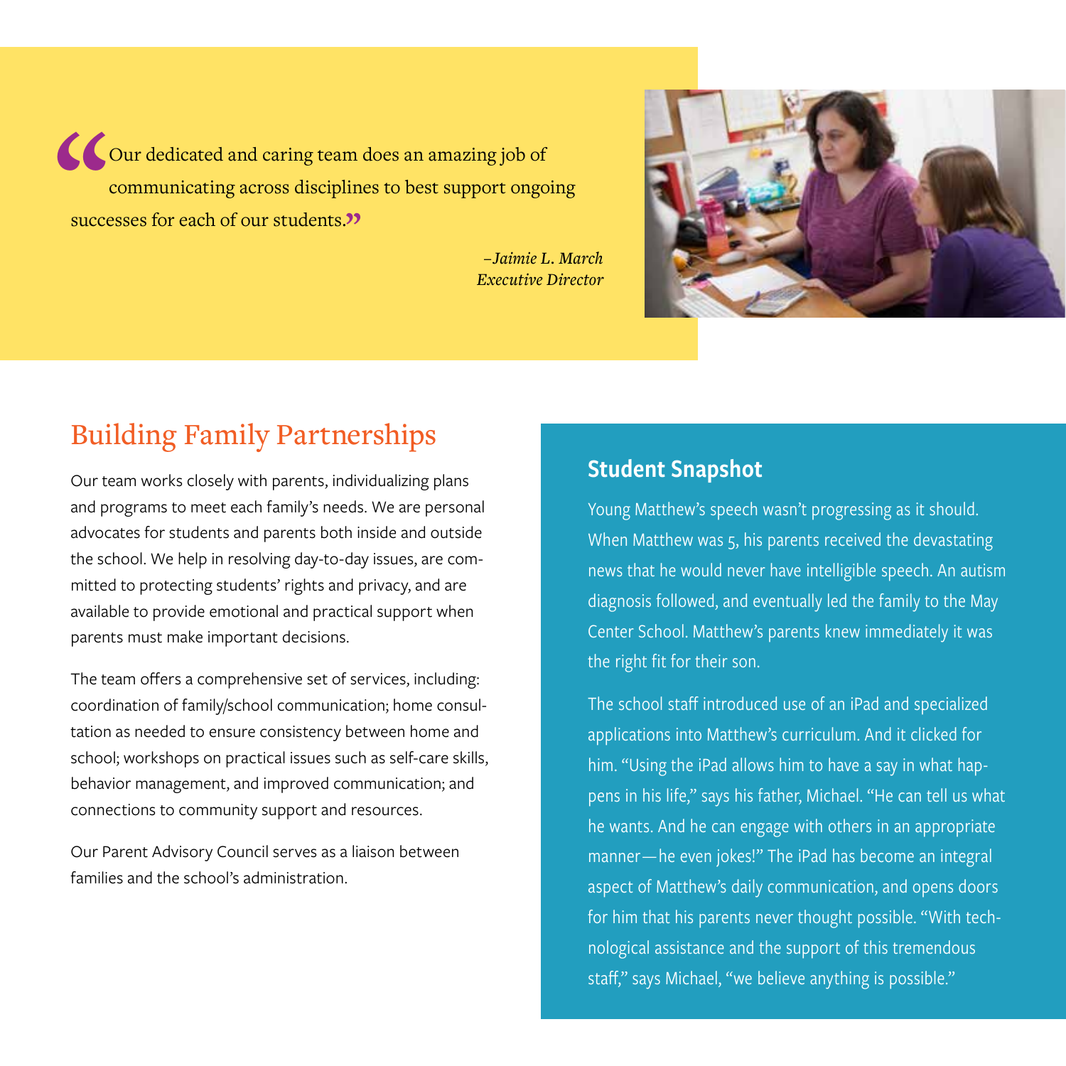> "Our dedicated and caring team does an amazing job of communicating across disciplines to best support ongoing successes for each of our students."
>
> *–Jaimie L. March*
> *Executive Director*

## Building Family Partnerships

Our team works closely with parents, individualizing plans and programs to meet each family's needs. We are personal advocates for students and parents both inside and outside the school. We help in resolving day-to-day issues, are committed to protecting students' rights and privacy, and are available to provide emotional and practical support when parents must make important decisions.

The team offers a comprehensive set of services, including: coordination of family/school communication; home consultation as needed to ensure consistency between home and school; workshops on practical issues such as self-care skills, behavior management, and improved communication; and connections to community support and resources.

Our Parent Advisory Council serves as a liaison between families and the school's administration.

### Student Snapshot

Young Matthew's speech wasn't progressing as it should. When Matthew was 5, his parents received the devastating news that he would never have intelligible speech. An autism diagnosis followed, and eventually led the family to the May Center School. Matthew's parents knew immediately it was the right fit for their son.

The school staff introduced use of an iPad and specialized applications into Matthew's curriculum. And it clicked for him. "Using the iPad allows him to have a say in what happens in his life," says his father, Michael. "He can tell us what he wants. And he can engage with others in an appropriate manner—he even jokes!" The iPad has become an integral aspect of Matthew's daily communication, and opens doors for him that his parents never thought possible. "With technological assistance and the support of this tremendous staff," says Michael, "we believe anything is possible."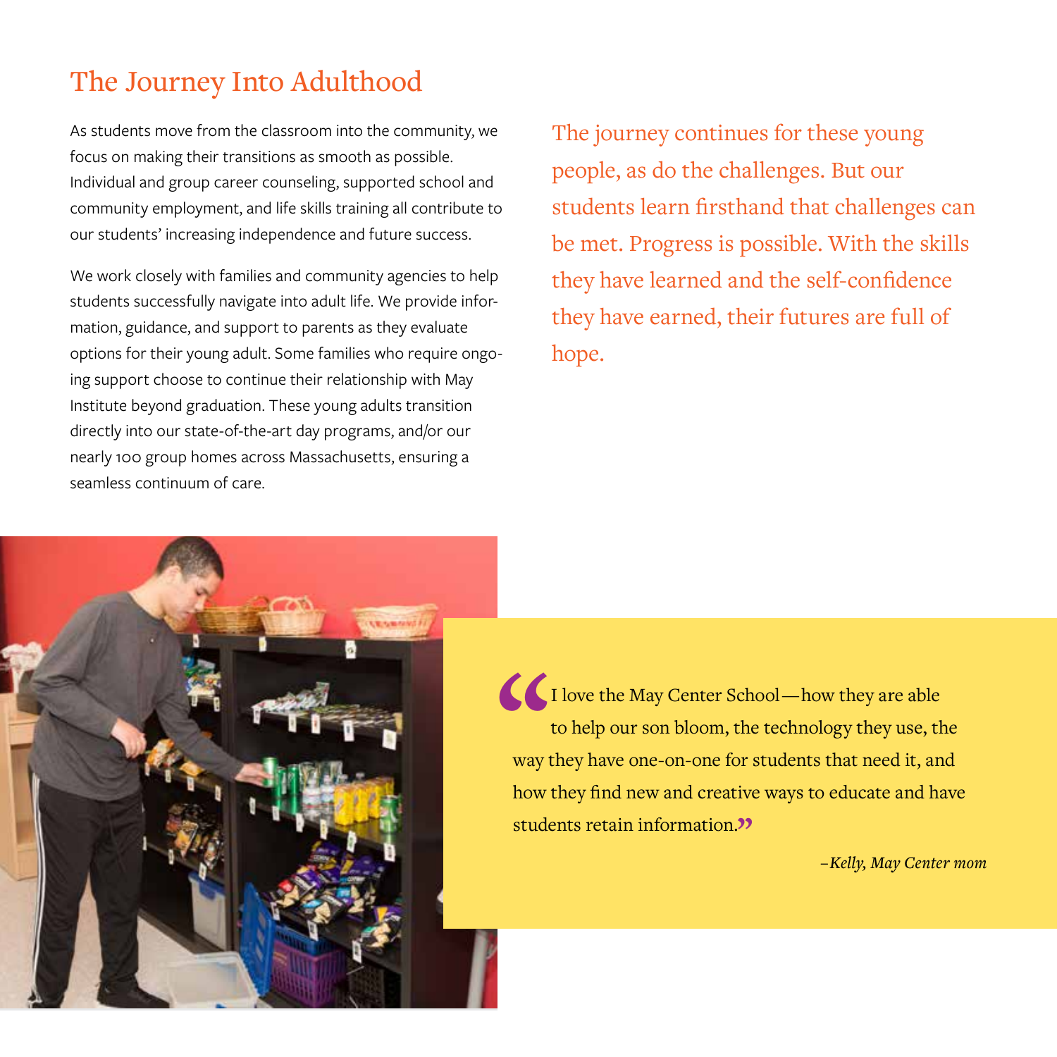# The Journey Into Adulthood

As students move from the classroom into the community, we focus on making their transitions as smooth as possible. Individual and group career counseling, supported school and community employment, and life skills training all contribute to our students' increasing independence and future success.

We work closely with families and community agencies to help students successfully navigate into adult life. We provide information, guidance, and support to parents as they evaluate options for their young adult. Some families who require ongoing support choose to continue their relationship with May Institute beyond graduation. These young adults transition directly into our state-of-the-art day programs, and/or our nearly 100 group homes across Massachusetts, ensuring a seamless continuum of care.

The journey continues for these young people, as do the challenges. But our students learn firsthand that challenges can be met. Progress is possible. With the skills they have learned and the self-confidence they have earned, their futures are full of hope.

> "I love the May Center School—how they are able to help our son bloom, the technology they use, the way they have one-on-one for students that need it, and how they find new and creative ways to educate and have students retain information."
>
> *–Kelly, May Center mom*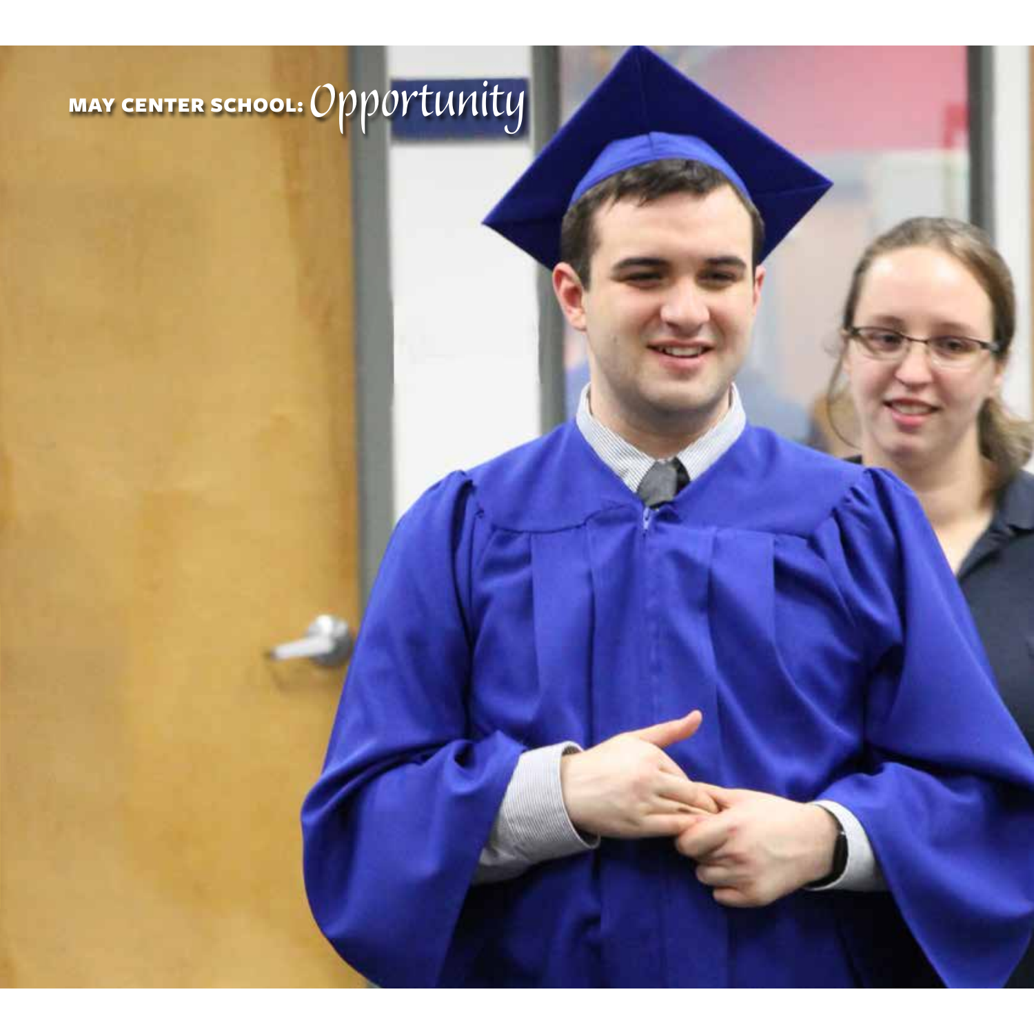# MAY CENTER SCHOOL: *Opportunity*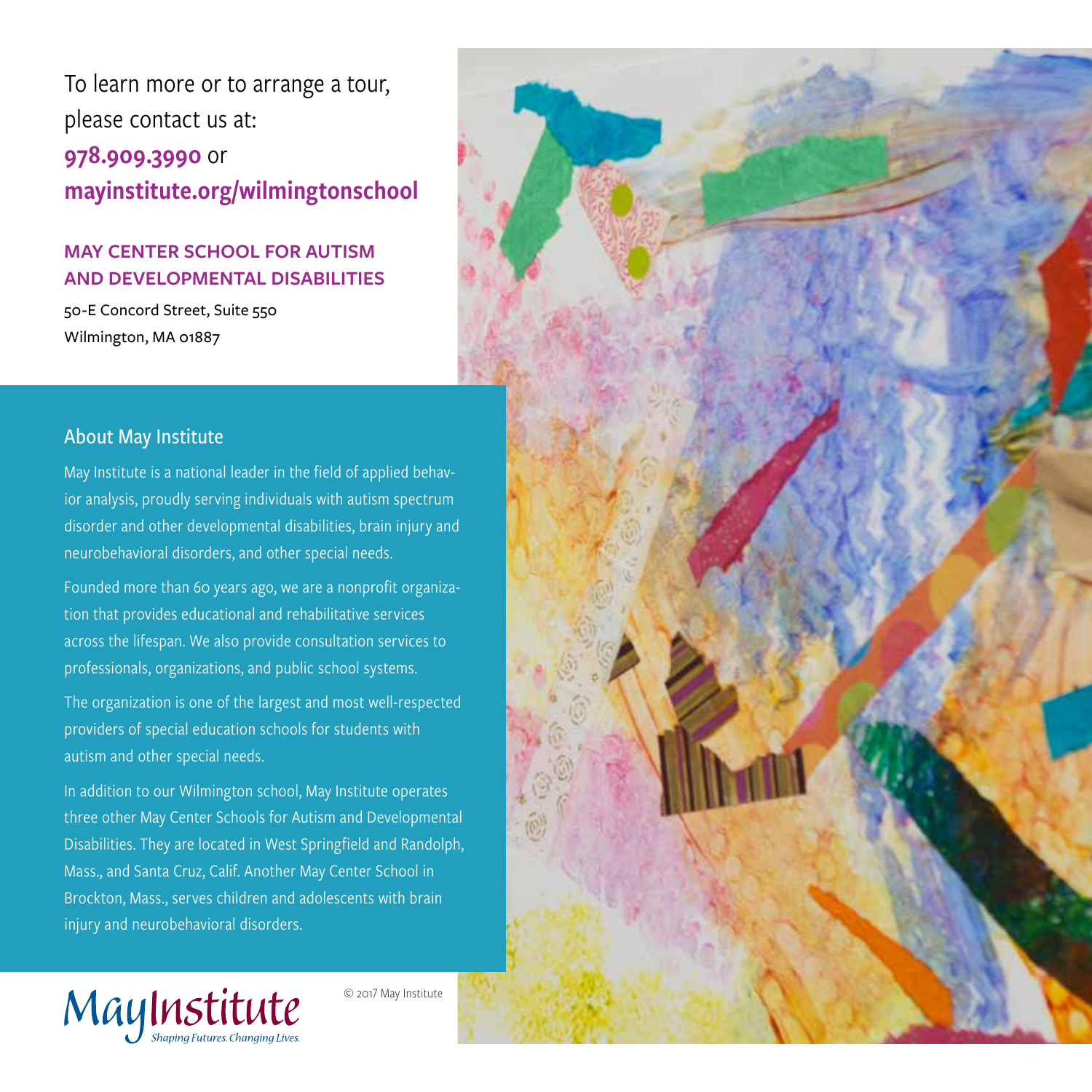To learn more or to arrange a tour, please contact us at:

**978.909.3990** or
**mayinstitute.org/wilmingtonschool**

## MAY CENTER SCHOOL FOR AUTISM AND DEVELOPMENTAL DISABILITIES

50-E Concord Street, Suite 550
Wilmington, MA 01887

## About May Institute

May Institute is a national leader in the field of applied behavior analysis, proudly serving individuals with autism spectrum disorder and other developmental disabilities, brain injury and neurobehavioral disorders, and other special needs.

Founded more than 60 years ago, we are a nonprofit organization that provides educational and rehabilitative services across the lifespan. We also provide consultation services to professionals, organizations, and public school systems.

The organization is one of the largest and most well-respected providers of special education schools for students with autism and other special needs.

In addition to our Wilmington school, May Institute operates three other May Center Schools for Autism and Developmental Disabilities. They are located in West Springfield and Randolph, Mass., and Santa Cruz, Calif. Another May Center School in Brockton, Mass., serves children and adolescents with brain injury and neurobehavioral disorders.

MayInstitute
*Shaping Futures. Changing Lives.*

© 2017 May Institute